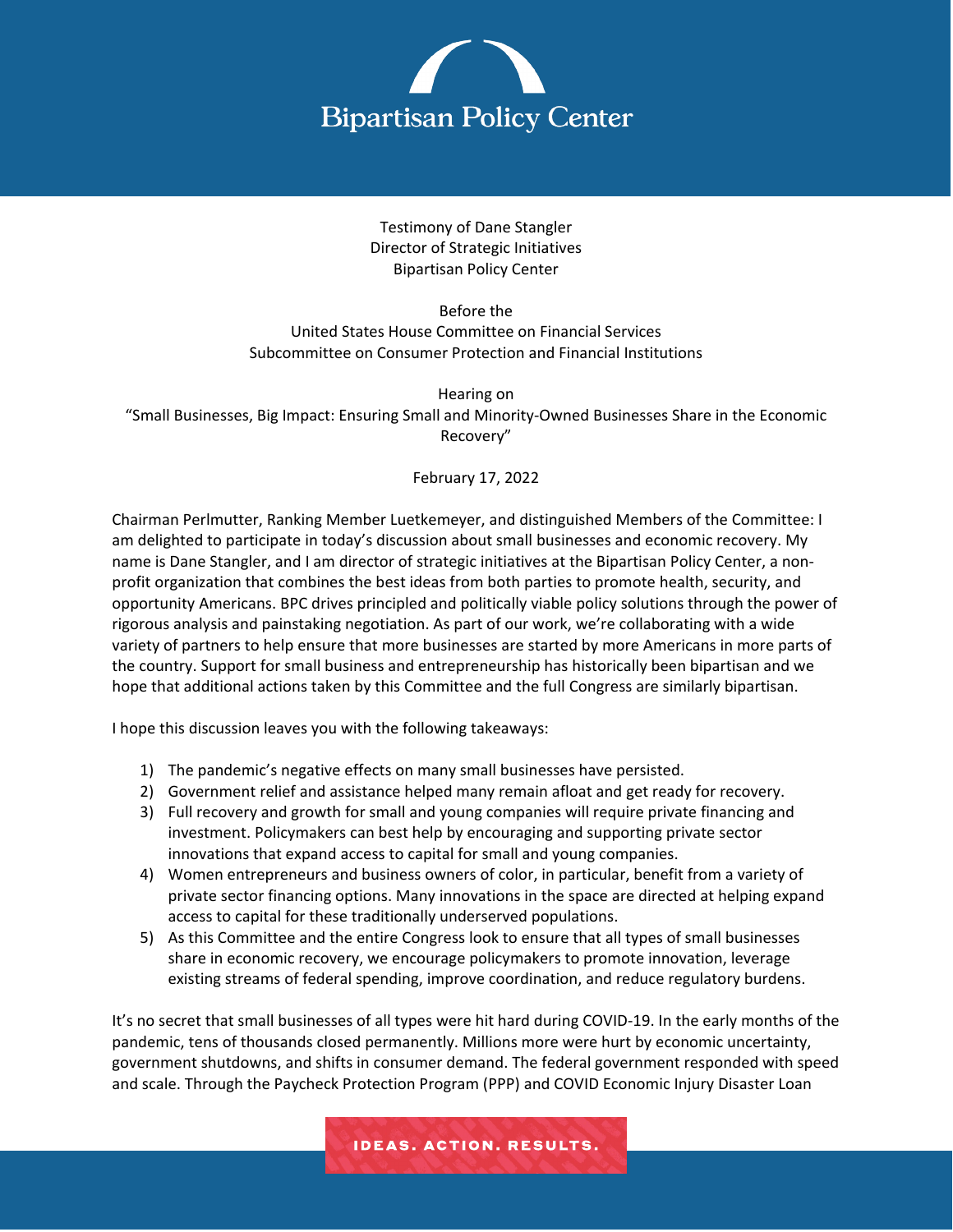# Bipartisan Policy Center

Testimony of Dane Stangler
Director of Strategic Initiatives
Bipartisan Policy Center

Before the
United States House Committee on Financial Services
Subcommittee on Consumer Protection and Financial Institutions

Hearing on
"Small Businesses, Big Impact: Ensuring Small and Minority-Owned Businesses Share in the Economic Recovery"

February 17, 2022

Chairman Perlmutter, Ranking Member Luetkemeyer, and distinguished Members of the Committee: I am delighted to participate in today's discussion about small businesses and economic recovery. My name is Dane Stangler, and I am director of strategic initiatives at the Bipartisan Policy Center, a non-profit organization that combines the best ideas from both parties to promote health, security, and opportunity Americans. BPC drives principled and politically viable policy solutions through the power of rigorous analysis and painstaking negotiation. As part of our work, we're collaborating with a wide variety of partners to help ensure that more businesses are started by more Americans in more parts of the country. Support for small business and entrepreneurship has historically been bipartisan and we hope that additional actions taken by this Committee and the full Congress are similarly bipartisan.

I hope this discussion leaves you with the following takeaways:

1) The pandemic's negative effects on many small businesses have persisted.
2) Government relief and assistance helped many remain afloat and get ready for recovery.
3) Full recovery and growth for small and young companies will require private financing and investment. Policymakers can best help by encouraging and supporting private sector innovations that expand access to capital for small and young companies.
4) Women entrepreneurs and business owners of color, in particular, benefit from a variety of private sector financing options. Many innovations in the space are directed at helping expand access to capital for these traditionally underserved populations.
5) As this Committee and the entire Congress look to ensure that all types of small businesses share in economic recovery, we encourage policymakers to promote innovation, leverage existing streams of federal spending, improve coordination, and reduce regulatory burdens.

It's no secret that small businesses of all types were hit hard during COVID-19. In the early months of the pandemic, tens of thousands closed permanently. Millions more were hurt by economic uncertainty, government shutdowns, and shifts in consumer demand. The federal government responded with speed and scale. Through the Paycheck Protection Program (PPP) and COVID Economic Injury Disaster Loan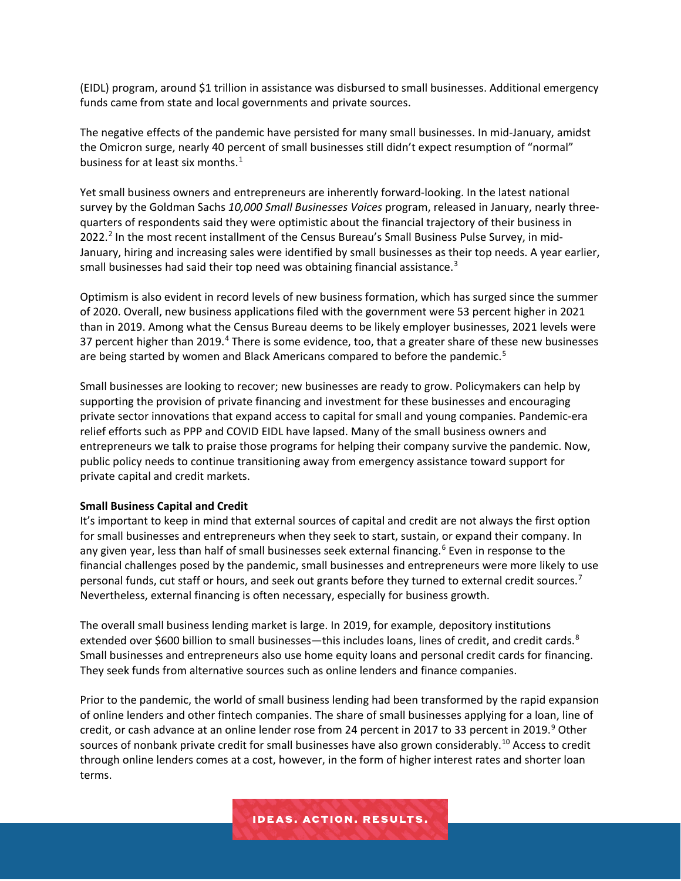(EIDL) program, around $1 trillion in assistance was disbursed to small businesses. Additional emergency funds came from state and local governments and private sources.

The negative effects of the pandemic have persisted for many small businesses. In mid-January, amidst the Omicron surge, nearly 40 percent of small businesses still didn't expect resumption of "normal" business for at least six months.[1]

Yet small business owners and entrepreneurs are inherently forward-looking. In the latest national survey by the Goldman Sachs *10,000 Small Businesses Voices* program, released in January, nearly three-quarters of respondents said they were optimistic about the financial trajectory of their business in 2022.[2] In the most recent installment of the Census Bureau's Small Business Pulse Survey, in mid-January, hiring and increasing sales were identified by small businesses as their top needs. A year earlier, small businesses had said their top need was obtaining financial assistance.[3]

Optimism is also evident in record levels of new business formation, which has surged since the summer of 2020. Overall, new business applications filed with the government were 53 percent higher in 2021 than in 2019. Among what the Census Bureau deems to be likely employer businesses, 2021 levels were 37 percent higher than 2019.[4] There is some evidence, too, that a greater share of these new businesses are being started by women and Black Americans compared to before the pandemic.[5]

Small businesses are looking to recover; new businesses are ready to grow. Policymakers can help by supporting the provision of private financing and investment for these businesses and encouraging private sector innovations that expand access to capital for small and young companies. Pandemic-era relief efforts such as PPP and COVID EIDL have lapsed. Many of the small business owners and entrepreneurs we talk to praise those programs for helping their company survive the pandemic. Now, public policy needs to continue transitioning away from emergency assistance toward support for private capital and credit markets.

**Small Business Capital and Credit**

It's important to keep in mind that external sources of capital and credit are not always the first option for small businesses and entrepreneurs when they seek to start, sustain, or expand their company. In any given year, less than half of small businesses seek external financing.[6] Even in response to the financial challenges posed by the pandemic, small businesses and entrepreneurs were more likely to use personal funds, cut staff or hours, and seek out grants before they turned to external credit sources.[7] Nevertheless, external financing is often necessary, especially for business growth.

The overall small business lending market is large. In 2019, for example, depository institutions extended over $600 billion to small businesses—this includes loans, lines of credit, and credit cards.[8] Small businesses and entrepreneurs also use home equity loans and personal credit cards for financing. They seek funds from alternative sources such as online lenders and finance companies.

Prior to the pandemic, the world of small business lending had been transformed by the rapid expansion of online lenders and other fintech companies. The share of small businesses applying for a loan, line of credit, or cash advance at an online lender rose from 24 percent in 2017 to 33 percent in 2019.[9] Other sources of nonbank private credit for small businesses have also grown considerably.[10] Access to credit through online lenders comes at a cost, however, in the form of higher interest rates and shorter loan terms.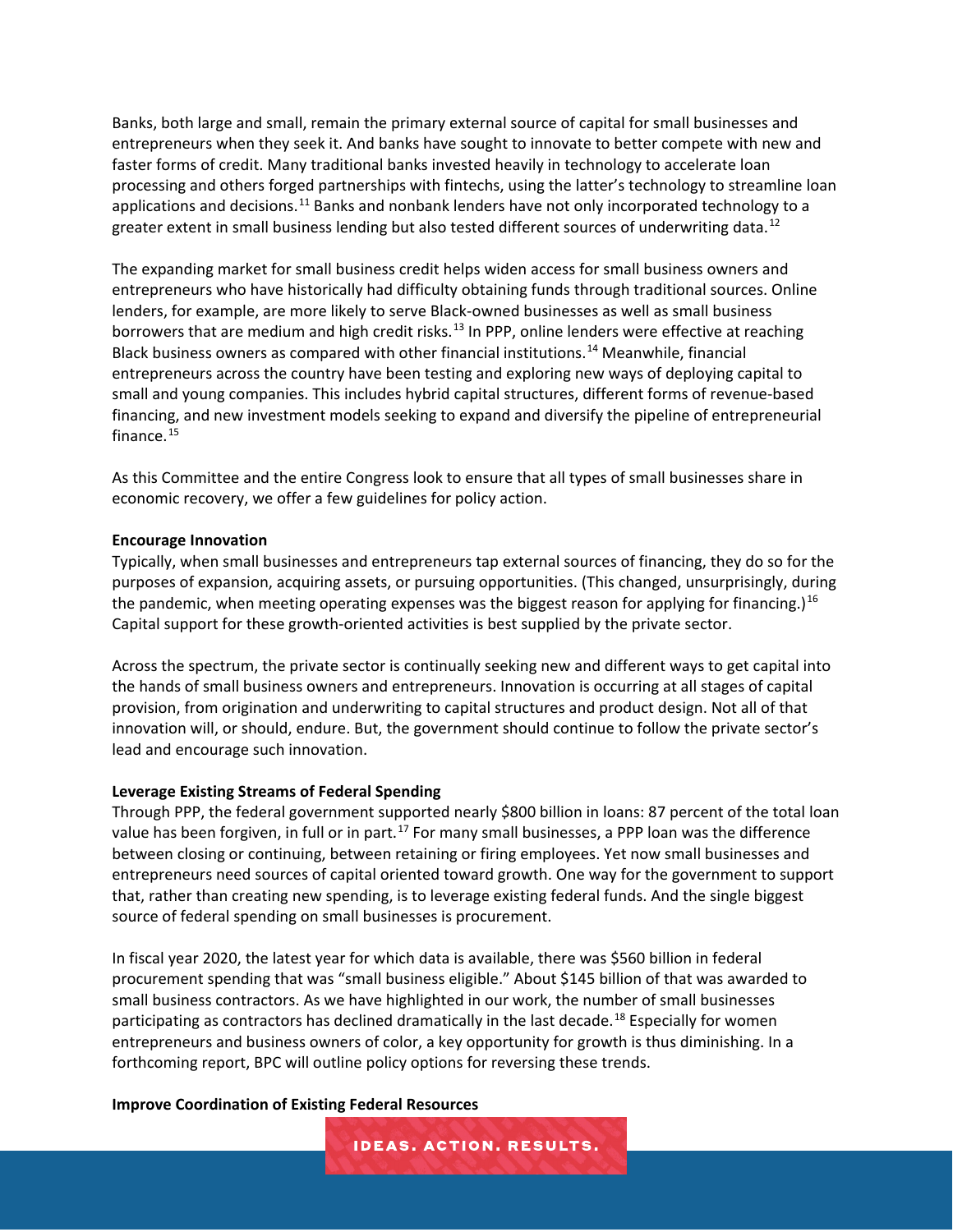Banks, both large and small, remain the primary external source of capital for small businesses and entrepreneurs when they seek it. And banks have sought to innovate to better compete with new and faster forms of credit. Many traditional banks invested heavily in technology to accelerate loan processing and others forged partnerships with fintechs, using the latter's technology to streamline loan applications and decisions.[11] Banks and nonbank lenders have not only incorporated technology to a greater extent in small business lending but also tested different sources of underwriting data.[12]

The expanding market for small business credit helps widen access for small business owners and entrepreneurs who have historically had difficulty obtaining funds through traditional sources. Online lenders, for example, are more likely to serve Black-owned businesses as well as small business borrowers that are medium and high credit risks.[13] In PPP, online lenders were effective at reaching Black business owners as compared with other financial institutions.[14] Meanwhile, financial entrepreneurs across the country have been testing and exploring new ways of deploying capital to small and young companies. This includes hybrid capital structures, different forms of revenue-based financing, and new investment models seeking to expand and diversify the pipeline of entrepreneurial finance.[15]

As this Committee and the entire Congress look to ensure that all types of small businesses share in economic recovery, we offer a few guidelines for policy action.

**Encourage Innovation**

Typically, when small businesses and entrepreneurs tap external sources of financing, they do so for the purposes of expansion, acquiring assets, or pursuing opportunities. (This changed, unsurprisingly, during the pandemic, when meeting operating expenses was the biggest reason for applying for financing.)[16] Capital support for these growth-oriented activities is best supplied by the private sector.

Across the spectrum, the private sector is continually seeking new and different ways to get capital into the hands of small business owners and entrepreneurs. Innovation is occurring at all stages of capital provision, from origination and underwriting to capital structures and product design. Not all of that innovation will, or should, endure. But, the government should continue to follow the private sector's lead and encourage such innovation.

**Leverage Existing Streams of Federal Spending**

Through PPP, the federal government supported nearly $800 billion in loans: 87 percent of the total loan value has been forgiven, in full or in part.[17] For many small businesses, a PPP loan was the difference between closing or continuing, between retaining or firing employees. Yet now small businesses and entrepreneurs need sources of capital oriented toward growth. One way for the government to support that, rather than creating new spending, is to leverage existing federal funds. And the single biggest source of federal spending on small businesses is procurement.

In fiscal year 2020, the latest year for which data is available, there was $560 billion in federal procurement spending that was "small business eligible." About $145 billion of that was awarded to small business contractors. As we have highlighted in our work, the number of small businesses participating as contractors has declined dramatically in the last decade.[18] Especially for women entrepreneurs and business owners of color, a key opportunity for growth is thus diminishing. In a forthcoming report, BPC will outline policy options for reversing these trends.

**Improve Coordination of Existing Federal Resources**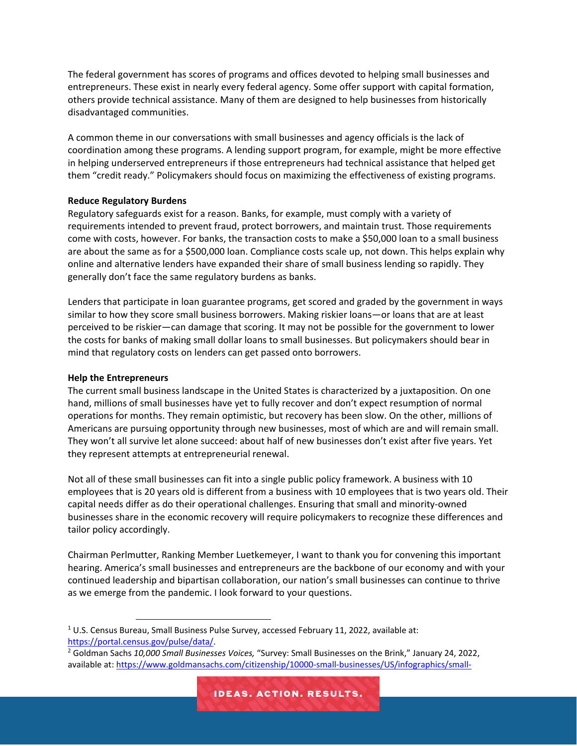The federal government has scores of programs and offices devoted to helping small businesses and entrepreneurs. These exist in nearly every federal agency. Some offer support with capital formation, others provide technical assistance. Many of them are designed to help businesses from historically disadvantaged communities.

A common theme in our conversations with small businesses and agency officials is the lack of coordination among these programs. A lending support program, for example, might be more effective in helping underserved entrepreneurs if those entrepreneurs had technical assistance that helped get them "credit ready." Policymakers should focus on maximizing the effectiveness of existing programs.

**Reduce Regulatory Burdens**

Regulatory safeguards exist for a reason. Banks, for example, must comply with a variety of requirements intended to prevent fraud, protect borrowers, and maintain trust. Those requirements come with costs, however. For banks, the transaction costs to make a $50,000 loan to a small business are about the same as for a $500,000 loan. Compliance costs scale up, not down. This helps explain why online and alternative lenders have expanded their share of small business lending so rapidly. They generally don't face the same regulatory burdens as banks.

Lenders that participate in loan guarantee programs, get scored and graded by the government in ways similar to how they score small business borrowers. Making riskier loans—or loans that are at least perceived to be riskier—can damage that scoring. It may not be possible for the government to lower the costs for banks of making small dollar loans to small businesses. But policymakers should bear in mind that regulatory costs on lenders can get passed onto borrowers.

**Help the Entrepreneurs**

The current small business landscape in the United States is characterized by a juxtaposition. On one hand, millions of small businesses have yet to fully recover and don't expect resumption of normal operations for months. They remain optimistic, but recovery has been slow. On the other, millions of Americans are pursuing opportunity through new businesses, most of which are and will remain small. They won't all survive let alone succeed: about half of new businesses don't exist after five years. Yet they represent attempts at entrepreneurial renewal.

Not all of these small businesses can fit into a single public policy framework. A business with 10 employees that is 20 years old is different from a business with 10 employees that is two years old. Their capital needs differ as do their operational challenges. Ensuring that small and minority-owned businesses share in the economic recovery will require policymakers to recognize these differences and tailor policy accordingly.

Chairman Perlmutter, Ranking Member Luetkemeyer, I want to thank you for convening this important hearing. America's small businesses and entrepreneurs are the backbone of our economy and with your continued leadership and bipartisan collaboration, our nation's small businesses can continue to thrive as we emerge from the pandemic. I look forward to your questions.

---

[1] U.S. Census Bureau, Small Business Pulse Survey, accessed February 11, 2022, available at: https://portal.census.gov/pulse/data/.

[2] Goldman Sachs *10,000 Small Businesses Voices,* "Survey: Small Businesses on the Brink," January 24, 2022, available at: https://www.goldmansachs.com/citizenship/10000-small-businesses/US/infographics/small-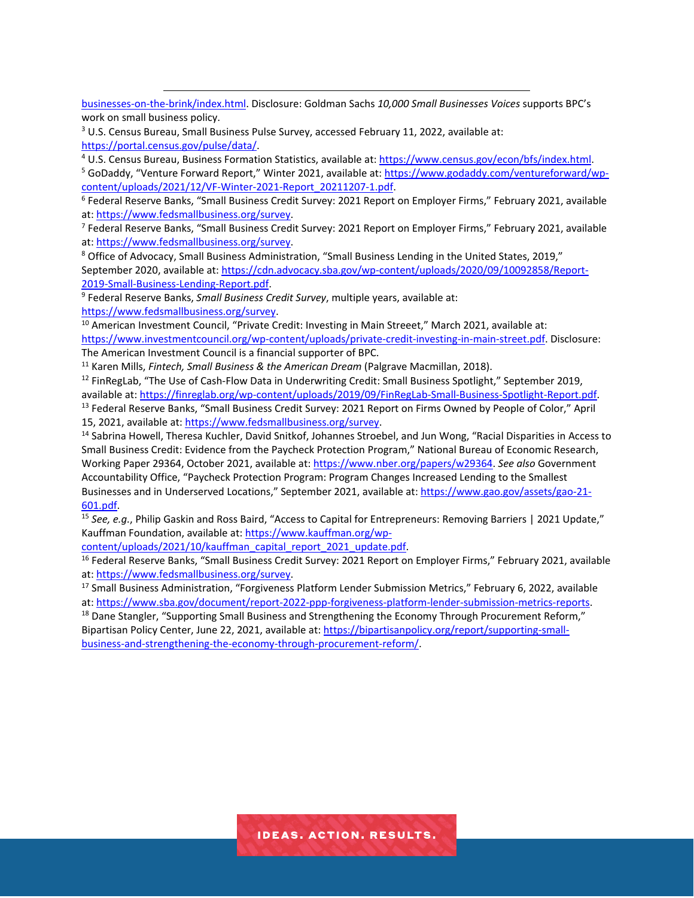businesses-on-the-brink/index.html. Disclosure: Goldman Sachs *10,000 Small Businesses Voices* supports BPC's work on small business policy.

[3] U.S. Census Bureau, Small Business Pulse Survey, accessed February 11, 2022, available at: https://portal.census.gov/pulse/data/.

[4] U.S. Census Bureau, Business Formation Statistics, available at: https://www.census.gov/econ/bfs/index.html.

[5] GoDaddy, "Venture Forward Report," Winter 2021, available at: https://www.godaddy.com/ventureforward/wp-content/uploads/2021/12/VF-Winter-2021-Report_20211207-1.pdf.

[6] Federal Reserve Banks, "Small Business Credit Survey: 2021 Report on Employer Firms," February 2021, available at: https://www.fedsmallbusiness.org/survey.

[7] Federal Reserve Banks, "Small Business Credit Survey: 2021 Report on Employer Firms," February 2021, available at: https://www.fedsmallbusiness.org/survey.

[8] Office of Advocacy, Small Business Administration, "Small Business Lending in the United States, 2019," September 2020, available at: https://cdn.advocacy.sba.gov/wp-content/uploads/2020/09/10092858/Report-2019-Small-Business-Lending-Report.pdf.

[9] Federal Reserve Banks, *Small Business Credit Survey*, multiple years, available at: https://www.fedsmallbusiness.org/survey.

[10] American Investment Council, "Private Credit: Investing in Main Streeet," March 2021, available at: https://www.investmentcouncil.org/wp-content/uploads/private-credit-investing-in-main-street.pdf. Disclosure: The American Investment Council is a financial supporter of BPC.

[11] Karen Mills, *Fintech, Small Business & the American Dream* (Palgrave Macmillan, 2018).

[12] FinRegLab, "The Use of Cash-Flow Data in Underwriting Credit: Small Business Spotlight," September 2019, available at: https://finreglab.org/wp-content/uploads/2019/09/FinRegLab-Small-Business-Spotlight-Report.pdf.

[13] Federal Reserve Banks, "Small Business Credit Survey: 2021 Report on Firms Owned by People of Color," April 15, 2021, available at: https://www.fedsmallbusiness.org/survey.

[14] Sabrina Howell, Theresa Kuchler, David Snitkof, Johannes Stroebel, and Jun Wong, "Racial Disparities in Access to Small Business Credit: Evidence from the Paycheck Protection Program," National Bureau of Economic Research, Working Paper 29364, October 2021, available at: https://www.nber.org/papers/w29364. *See also* Government Accountability Office, "Paycheck Protection Program: Program Changes Increased Lending to the Smallest Businesses and in Underserved Locations," September 2021, available at: https://www.gao.gov/assets/gao-21-601.pdf.

[15] *See, e.g.*, Philip Gaskin and Ross Baird, "Access to Capital for Entrepreneurs: Removing Barriers | 2021 Update," Kauffman Foundation, available at: https://www.kauffman.org/wp-content/uploads/2021/10/kauffman_capital_report_2021_update.pdf.

[16] Federal Reserve Banks, "Small Business Credit Survey: 2021 Report on Employer Firms," February 2021, available at: https://www.fedsmallbusiness.org/survey.

[17] Small Business Administration, "Forgiveness Platform Lender Submission Metrics," February 6, 2022, available at: https://www.sba.gov/document/report-2022-ppp-forgiveness-platform-lender-submission-metrics-reports.

[18] Dane Stangler, "Supporting Small Business and Strengthening the Economy Through Procurement Reform," Bipartisan Policy Center, June 22, 2021, available at: https://bipartisanpolicy.org/report/supporting-small-business-and-strengthening-the-economy-through-procurement-reform/.